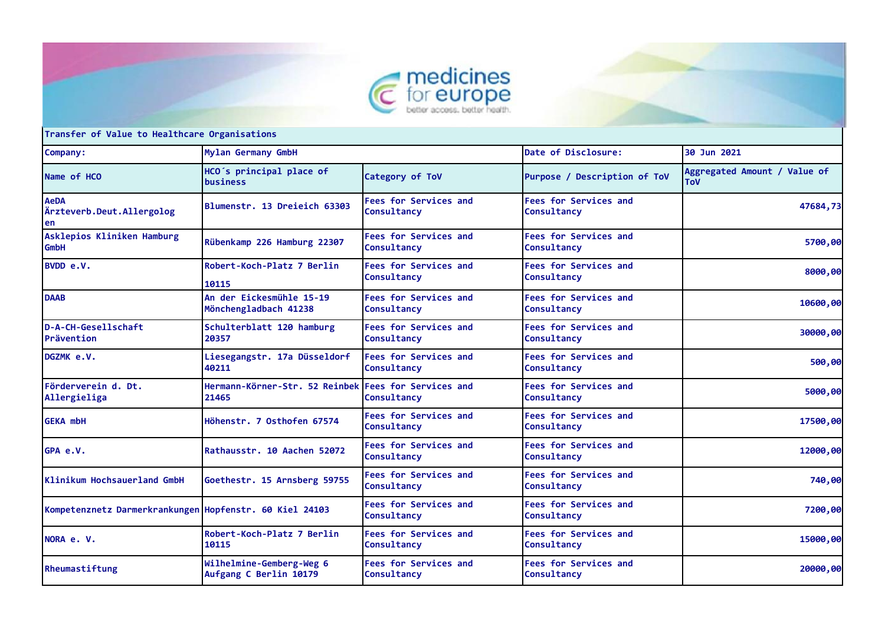**Transfer of Value to Healthcare Organisations**

| Company: | Mylan Germany GmbH | | Date of Disclosure: | 30 Jun 2021 |
|---|---|---|---|---|
| Name of HCO | HCO´s principal place of business | Category of ToV | Purpose / Description of ToV | Aggregated Amount / Value of ToV |
| AeDA Ärzteverb.Deut.Allergologen | Blumenstr. 13 Dreieich 63303 | Fees for Services and Consultancy | Fees for Services and Consultancy | 47684,73 |
| Asklepios Kliniken Hamburg GmbH | Rübenkamp 226 Hamburg 22307 | Fees for Services and Consultancy | Fees for Services and Consultancy | 5700,00 |
| BVDD e.V. | Robert-Koch-Platz 7 Berlin 10115 | Fees for Services and Consultancy | Fees for Services and Consultancy | 8000,00 |
| DAAB | An der Eickesmühle 15-19 Mönchengladbach 41238 | Fees for Services and Consultancy | Fees for Services and Consultancy | 10600,00 |
| D-A-CH-Gesellschaft Prävention | Schulterblatt 120 hamburg 20357 | Fees for Services and Consultancy | Fees for Services and Consultancy | 30000,00 |
| DGZMK e.V. | Liesegangstr. 17a Düsseldorf 40211 | Fees for Services and Consultancy | Fees for Services and Consultancy | 500,00 |
| Förderverein d. Dt. Allergieliga | Hermann-Körner-Str. 52 Reinbek 21465 | Fees for Services and Consultancy | Fees for Services and Consultancy | 5000,00 |
| GEKA mbH | Höhenstr. 7 Osthofen 67574 | Fees for Services and Consultancy | Fees for Services and Consultancy | 17500,00 |
| GPA e.V. | Rathausstr. 10 Aachen 52072 | Fees for Services and Consultancy | Fees for Services and Consultancy | 12000,00 |
| Klinikum Hochsauerland GmbH | Goethestr. 15 Arnsberg 59755 | Fees for Services and Consultancy | Fees for Services and Consultancy | 740,00 |
| Kompetenznetz Darmerkrankungen | Hopfenstr. 60 Kiel 24103 | Fees for Services and Consultancy | Fees for Services and Consultancy | 7200,00 |
| NORA e. V. | Robert-Koch-Platz 7 Berlin 10115 | Fees for Services and Consultancy | Fees for Services and Consultancy | 15000,00 |
| Rheumastiftung | Wilhelmine-Gemberg-Weg 6 Aufgang C Berlin 10179 | Fees for Services and Consultancy | Fees for Services and Consultancy | 20000,00 |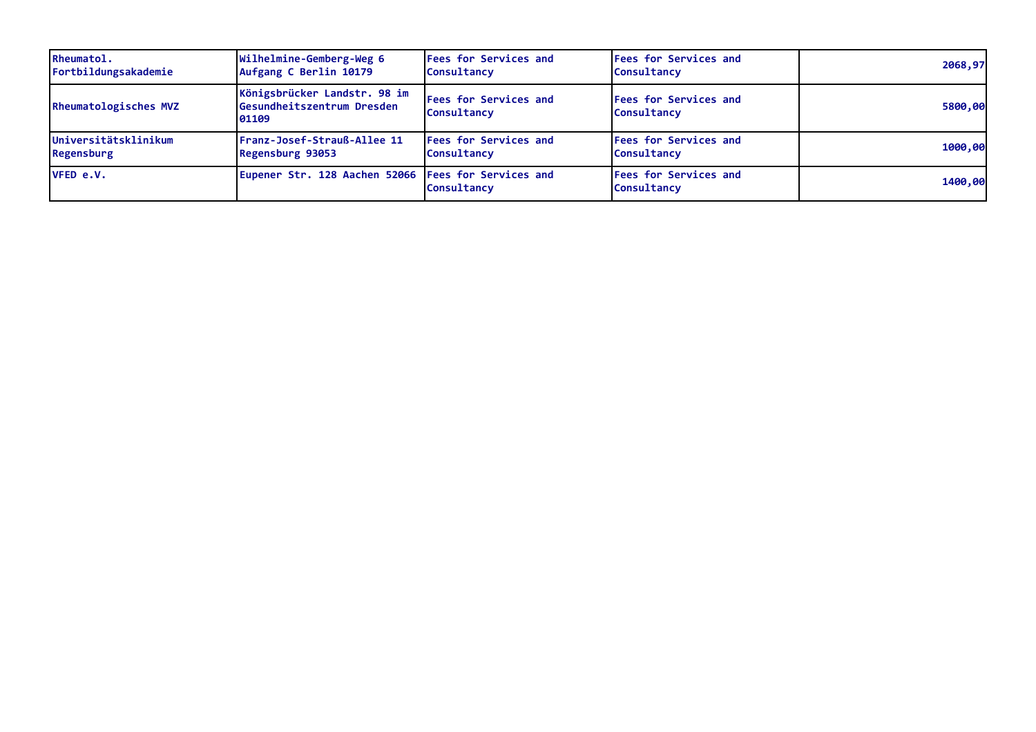| | | | | |
|---|---|---|---|---|
| Rheumatol. Fortbildungsakademie | Wilhelmine-Gemberg-Weg 6 Aufgang C Berlin 10179 | Fees for Services and Consultancy | Fees for Services and Consultancy | 2068,97 |
| Rheumatologisches MVZ | Königsbrücker Landstr. 98 im Gesundheitszentrum Dresden 01109 | Fees for Services and Consultancy | Fees for Services and Consultancy | 5800,00 |
| Universitätsklinikum Regensburg | Franz-Josef-Strauß-Allee 11 Regensburg 93053 | Fees for Services and Consultancy | Fees for Services and Consultancy | 1000,00 |
| VFED e.V. | Eupener Str. 128 Aachen 52066 | Fees for Services and Consultancy | Fees for Services and Consultancy | 1400,00 |